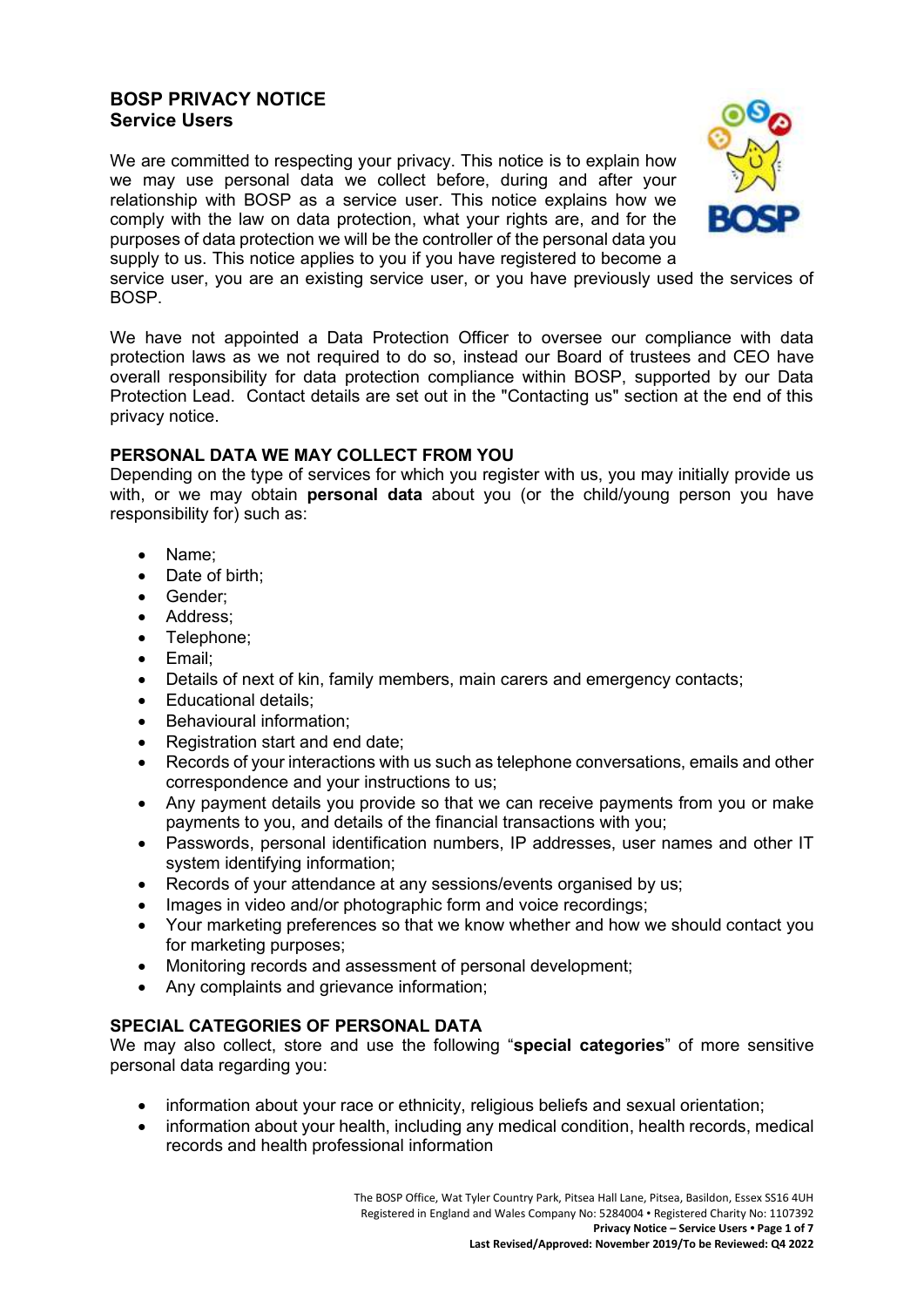# BOSP PRIVACY NOTICE
## Service Users

We are committed to respecting your privacy. This notice is to explain how we may use personal data we collect before, during and after your relationship with BOSP as a service user. This notice explains how we comply with the law on data protection, what your rights are, and for the purposes of data protection we will be the controller of the personal data you supply to us. This notice applies to you if you have registered to become a service user, you are an existing service user, or you have previously used the services of BOSP.

We have not appointed a Data Protection Officer to oversee our compliance with data protection laws as we not required to do so, instead our Board of trustees and CEO have overall responsibility for data protection compliance within BOSP, supported by our Data Protection Lead. Contact details are set out in the "Contacting us" section at the end of this privacy notice.

### PERSONAL DATA WE MAY COLLECT FROM YOU

Depending on the type of services for which you register with us, you may initially provide us with, or we may obtain **personal data** about you (or the child/young person you have responsibility for) such as:

- Name;
- Date of birth;
- Gender;
- Address;
- Telephone;
- Email;
- Details of next of kin, family members, main carers and emergency contacts;
- Educational details;
- Behavioural information;
- Registration start and end date;
- Records of your interactions with us such as telephone conversations, emails and other correspondence and your instructions to us;
- Any payment details you provide so that we can receive payments from you or make payments to you, and details of the financial transactions with you;
- Passwords, personal identification numbers, IP addresses, user names and other IT system identifying information;
- Records of your attendance at any sessions/events organised by us;
- Images in video and/or photographic form and voice recordings;
- Your marketing preferences so that we know whether and how we should contact you for marketing purposes;
- Monitoring records and assessment of personal development;
- Any complaints and grievance information;

### SPECIAL CATEGORIES OF PERSONAL DATA

We may also collect, store and use the following "**special categories**" of more sensitive personal data regarding you:

- information about your race or ethnicity, religious beliefs and sexual orientation;
- information about your health, including any medical condition, health records, medical records and health professional information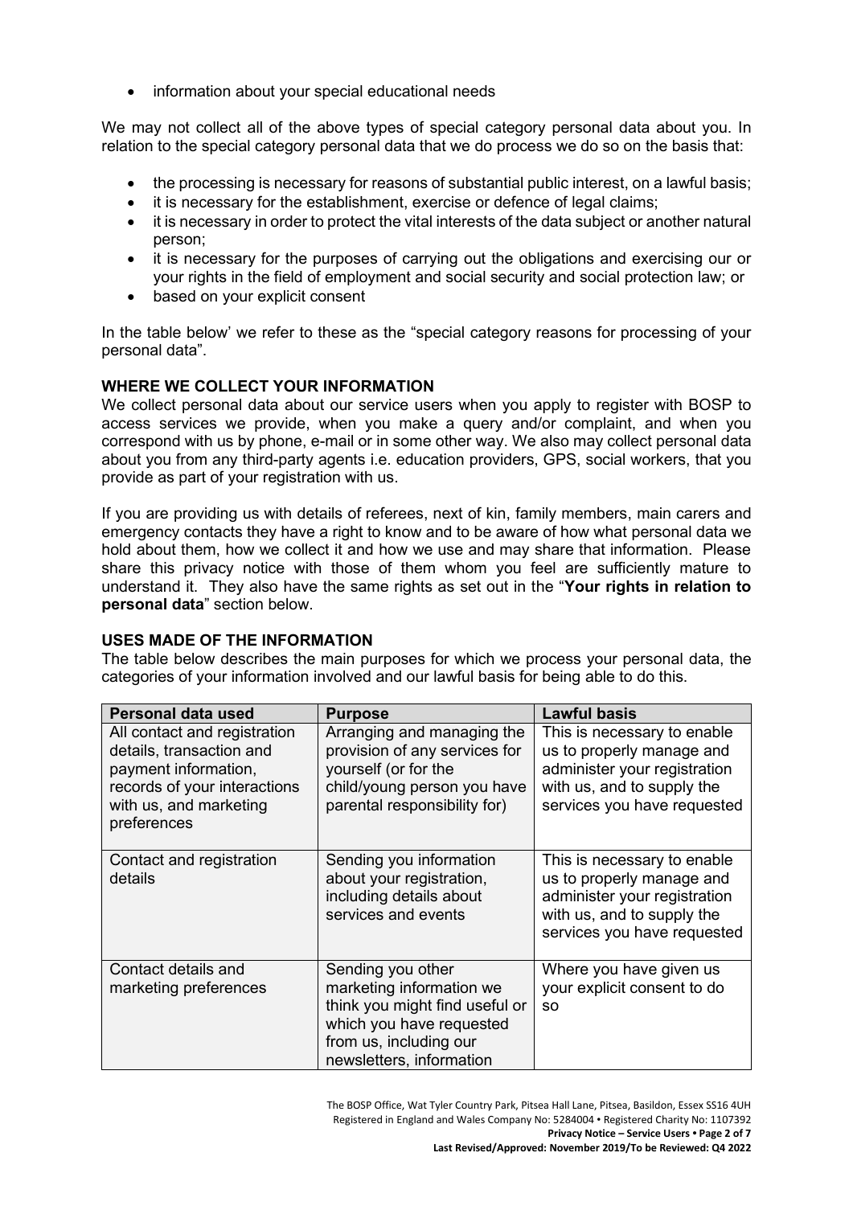- information about your special educational needs

We may not collect all of the above types of special category personal data about you. In relation to the special category personal data that we do process we do so on the basis that:

- the processing is necessary for reasons of substantial public interest, on a lawful basis;
- it is necessary for the establishment, exercise or defence of legal claims;
- it is necessary in order to protect the vital interests of the data subject or another natural person;
- it is necessary for the purposes of carrying out the obligations and exercising our or your rights in the field of employment and social security and social protection law; or
- based on your explicit consent

In the table below' we refer to these as the "special category reasons for processing of your personal data".

**WHERE WE COLLECT YOUR INFORMATION**

We collect personal data about our service users when you apply to register with BOSP to access services we provide, when you make a query and/or complaint, and when you correspond with us by phone, e-mail or in some other way. We also may collect personal data about you from any third-party agents i.e. education providers, GPS, social workers, that you provide as part of your registration with us.

If you are providing us with details of referees, next of kin, family members, main carers and emergency contacts they have a right to know and to be aware of how what personal data we hold about them, how we collect it and how we use and may share that information. Please share this privacy notice with those of them whom you feel are sufficiently mature to understand it. They also have the same rights as set out in the "**Your rights in relation to personal data**" section below.

**USES MADE OF THE INFORMATION**

The table below describes the main purposes for which we process your personal data, the categories of your information involved and our lawful basis for being able to do this.

| Personal data used | Purpose | Lawful basis |
|---|---|---|
| All contact and registration details, transaction and payment information, records of your interactions with us, and marketing preferences | Arranging and managing the provision of any services for yourself (or for the child/young person you have parental responsibility for) | This is necessary to enable us to properly manage and administer your registration with us, and to supply the services you have requested |
| Contact and registration details | Sending you information about your registration, including details about services and events | This is necessary to enable us to properly manage and administer your registration with us, and to supply the services you have requested |
| Contact details and marketing preferences | Sending you other marketing information we think you might find useful or which you have requested from us, including our newsletters, information | Where you have given us your explicit consent to do so |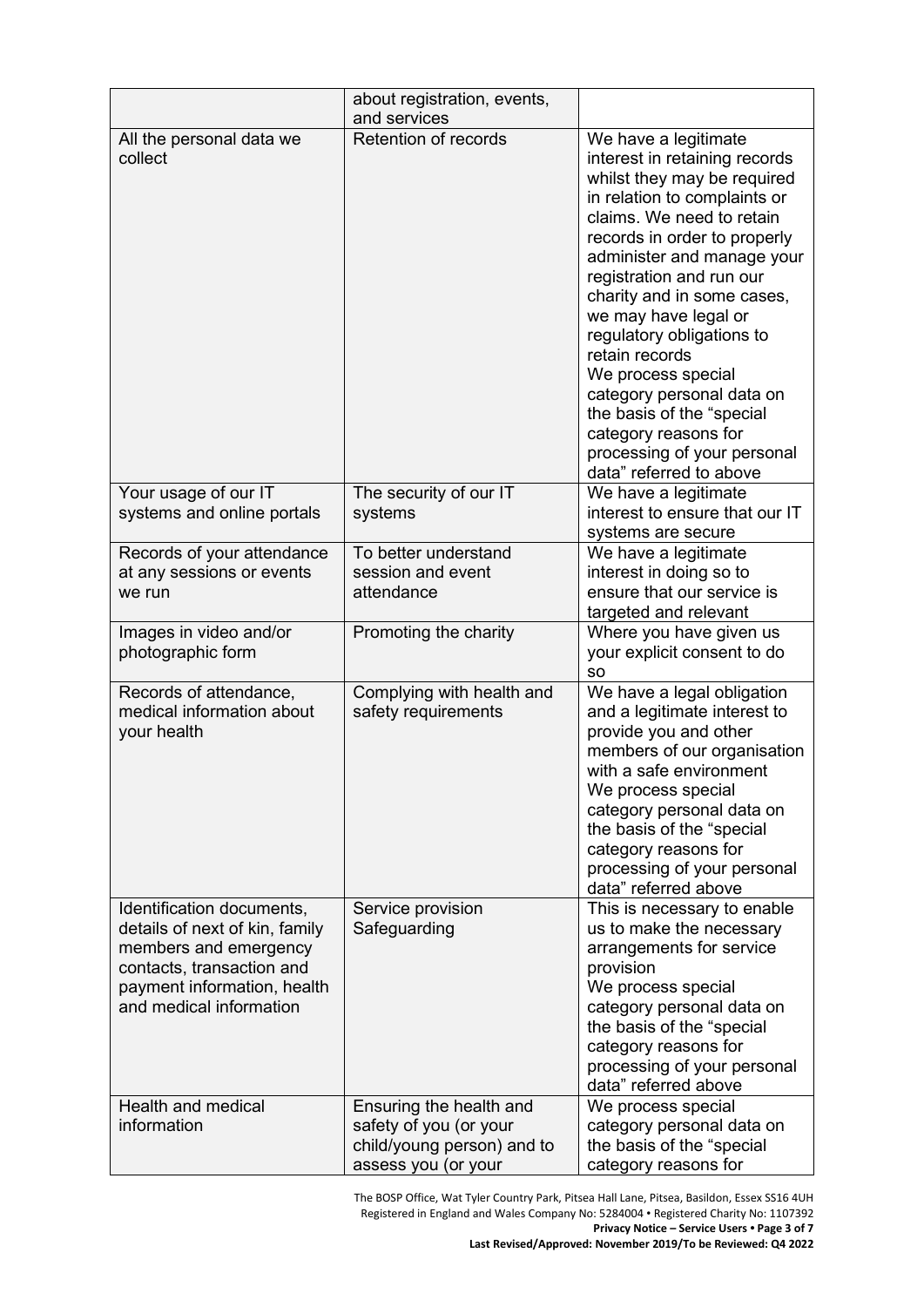| | | |
|---|---|---|
| | about registration, events, and services | |
| All the personal data we collect | Retention of records | We have a legitimate interest in retaining records whilst they may be required in relation to complaints or claims. We need to retain records in order to properly administer and manage your registration and run our charity and in some cases, we may have legal or regulatory obligations to retain records<br>We process special category personal data on the basis of the "special category reasons for processing of your personal data" referred to above |
| Your usage of our IT systems and online portals | The security of our IT systems | We have a legitimate interest to ensure that our IT systems are secure |
| Records of your attendance at any sessions or events we run | To better understand session and event attendance | We have a legitimate interest in doing so to ensure that our service is targeted and relevant |
| Images in video and/or photographic form | Promoting the charity | Where you have given us your explicit consent to do so |
| Records of attendance, medical information about your health | Complying with health and safety requirements | We have a legal obligation and a legitimate interest to provide you and other members of our organisation with a safe environment<br>We process special category personal data on the basis of the "special category reasons for processing of your personal data" referred above |
| Identification documents, details of next of kin, family members and emergency contacts, transaction and payment information, health and medical information | Service provision<br>Safeguarding | This is necessary to enable us to make the necessary arrangements for service provision<br>We process special category personal data on the basis of the "special category reasons for processing of your personal data" referred above |
| Health and medical information | Ensuring the health and safety of you (or your child/young person) and to assess you (or your | We process special category personal data on the basis of the "special category reasons for |

The BOSP Office, Wat Tyler Country Park, Pitsea Hall Lane, Pitsea, Basildon, Essex SS16 4UH
Registered in England and Wales Company No: 5284004 • Registered Charity No: 1107392
**Privacy Notice – Service Users**
**Last Revised/Approved: November 2019/To be Reviewed: Q4 2022**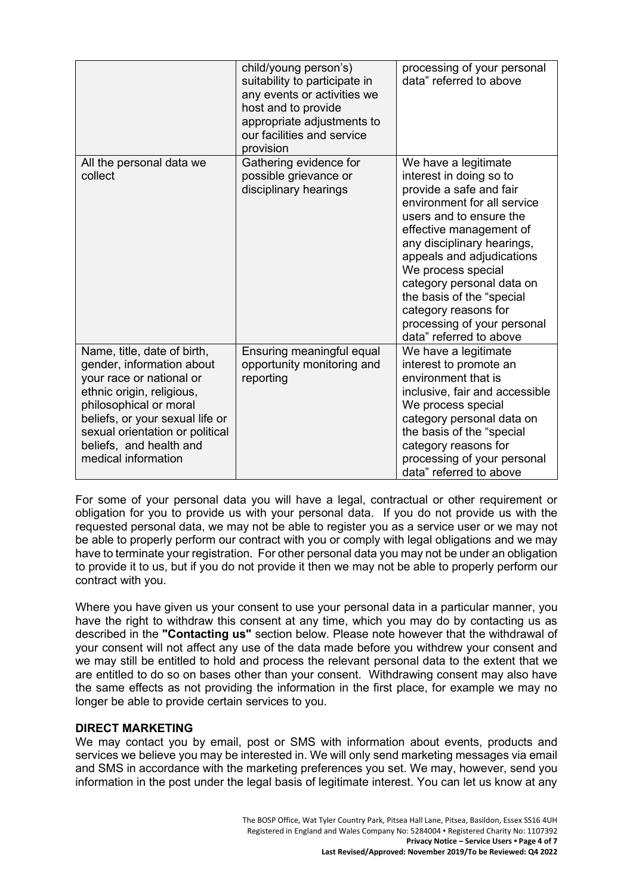| | | |
|---|---|---|
| | child/young person's) suitability to participate in any events or activities we host and to provide appropriate adjustments to our facilities and service provision | processing of your personal data" referred to above |
| All the personal data we collect | Gathering evidence for possible grievance or disciplinary hearings | We have a legitimate interest in doing so to provide a safe and fair environment for all service users and to ensure the effective management of any disciplinary hearings, appeals and adjudications We process special category personal data on the basis of the "special category reasons for processing of your personal data" referred to above |
| Name, title, date of birth, gender, information about your race or national or ethnic origin, religious, philosophical or moral beliefs, or your sexual life or sexual orientation or political beliefs, and health and medical information | Ensuring meaningful equal opportunity monitoring and reporting | We have a legitimate interest to promote an environment that is inclusive, fair and accessible We process special category personal data on the basis of the "special category reasons for processing of your personal data" referred to above |

For some of your personal data you will have a legal, contractual or other requirement or obligation for you to provide us with your personal data. If you do not provide us with the requested personal data, we may not be able to register you as a service user or we may not be able to properly perform our contract with you or comply with legal obligations and we may have to terminate your registration. For other personal data you may not be under an obligation to provide it to us, but if you do not provide it then we may not be able to properly perform our contract with you.

Where you have given us your consent to use your personal data in a particular manner, you have the right to withdraw this consent at any time, which you may do by contacting us as described in the **"Contacting us"** section below. Please note however that the withdrawal of your consent will not affect any use of the data made before you withdrew your consent and we may still be entitled to hold and process the relevant personal data to the extent that we are entitled to do so on bases other than your consent. Withdrawing consent may also have the same effects as not providing the information in the first place, for example we may no longer be able to provide certain services to you.

**DIRECT MARKETING**

We may contact you by email, post or SMS with information about events, products and services we believe you may be interested in. We will only send marketing messages via email and SMS in accordance with the marketing preferences you set. We may, however, send you information in the post under the legal basis of legitimate interest. You can let us know at any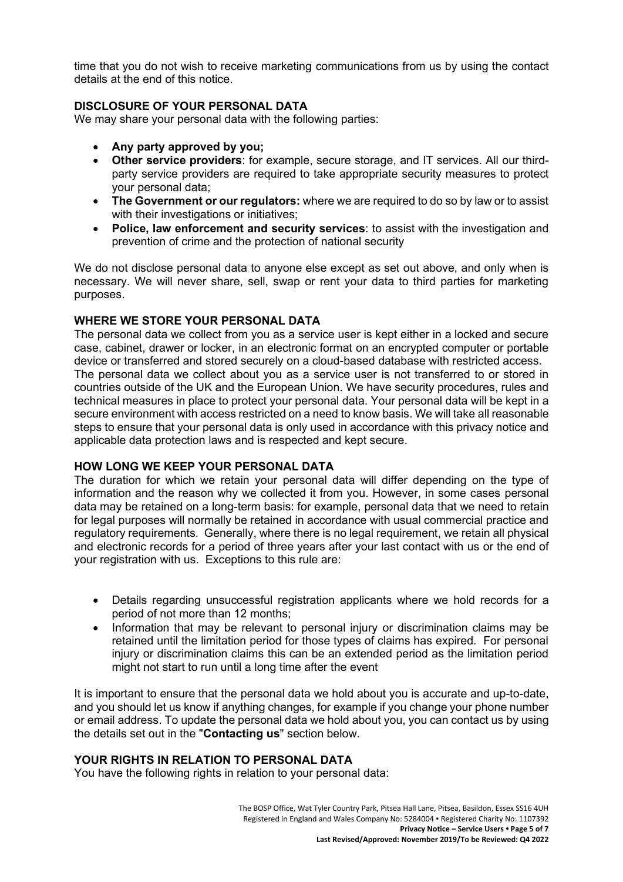time that you do not wish to receive marketing communications from us by using the contact details at the end of this notice.

## DISCLOSURE OF YOUR PERSONAL DATA

We may share your personal data with the following parties:

- **Any party approved by you;**
- **Other service providers**: for example, secure storage, and IT services. All our third-party service providers are required to take appropriate security measures to protect your personal data;
- **The Government or our regulators:** where we are required to do so by law or to assist with their investigations or initiatives;
- **Police, law enforcement and security services**: to assist with the investigation and prevention of crime and the protection of national security

We do not disclose personal data to anyone else except as set out above, and only when is necessary. We will never share, sell, swap or rent your data to third parties for marketing purposes.

## WHERE WE STORE YOUR PERSONAL DATA

The personal data we collect from you as a service user is kept either in a locked and secure case, cabinet, drawer or locker, in an electronic format on an encrypted computer or portable device or transferred and stored securely on a cloud-based database with restricted access.
The personal data we collect about you as a service user is not transferred to or stored in countries outside of the UK and the European Union. We have security procedures, rules and technical measures in place to protect your personal data. Your personal data will be kept in a secure environment with access restricted on a need to know basis. We will take all reasonable steps to ensure that your personal data is only used in accordance with this privacy notice and applicable data protection laws and is respected and kept secure.

## HOW LONG WE KEEP YOUR PERSONAL DATA

The duration for which we retain your personal data will differ depending on the type of information and the reason why we collected it from you. However, in some cases personal data may be retained on a long-term basis: for example, personal data that we need to retain for legal purposes will normally be retained in accordance with usual commercial practice and regulatory requirements. Generally, where there is no legal requirement, we retain all physical and electronic records for a period of three years after your last contact with us or the end of your registration with us. Exceptions to this rule are:

- Details regarding unsuccessful registration applicants where we hold records for a period of not more than 12 months;
- Information that may be relevant to personal injury or discrimination claims may be retained until the limitation period for those types of claims has expired. For personal injury or discrimination claims this can be an extended period as the limitation period might not start to run until a long time after the event

It is important to ensure that the personal data we hold about you is accurate and up-to-date, and you should let us know if anything changes, for example if you change your phone number or email address. To update the personal data we hold about you, you can contact us by using the details set out in the "**Contacting us**" section below.

## YOUR RIGHTS IN RELATION TO PERSONAL DATA

You have the following rights in relation to your personal data: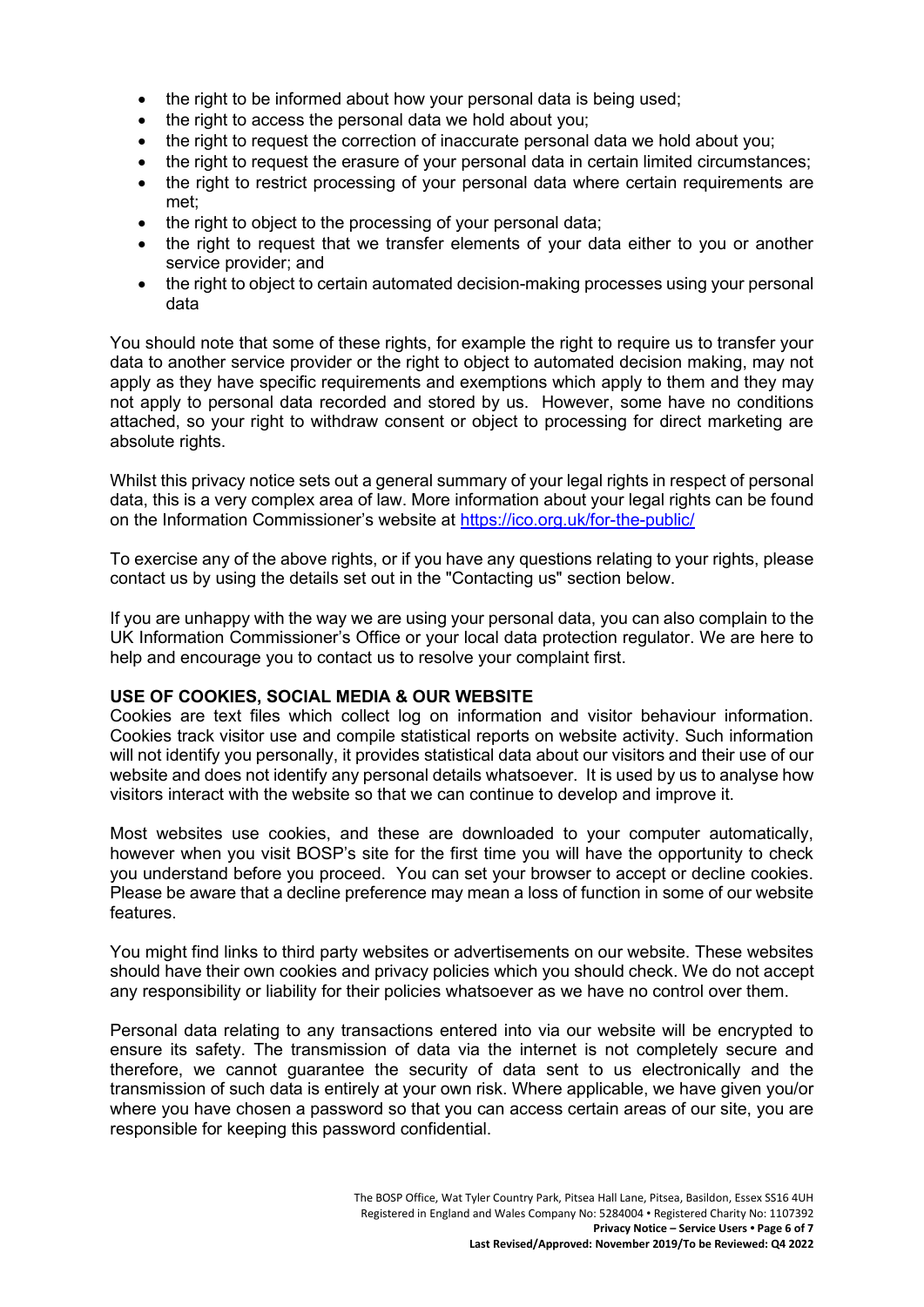- the right to be informed about how your personal data is being used;
- the right to access the personal data we hold about you;
- the right to request the correction of inaccurate personal data we hold about you;
- the right to request the erasure of your personal data in certain limited circumstances;
- the right to restrict processing of your personal data where certain requirements are met;
- the right to object to the processing of your personal data;
- the right to request that we transfer elements of your data either to you or another service provider; and
- the right to object to certain automated decision-making processes using your personal data

You should note that some of these rights, for example the right to require us to transfer your data to another service provider or the right to object to automated decision making, may not apply as they have specific requirements and exemptions which apply to them and they may not apply to personal data recorded and stored by us. However, some have no conditions attached, so your right to withdraw consent or object to processing for direct marketing are absolute rights.

Whilst this privacy notice sets out a general summary of your legal rights in respect of personal data, this is a very complex area of law. More information about your legal rights can be found on the Information Commissioner's website at [https://ico.org.uk/for-the-public/](https://ico.org.uk/for-the-public/)

To exercise any of the above rights, or if you have any questions relating to your rights, please contact us by using the details set out in the "Contacting us" section below.

If you are unhappy with the way we are using your personal data, you can also complain to the UK Information Commissioner's Office or your local data protection regulator. We are here to help and encourage you to contact us to resolve your complaint first.

## USE OF COOKIES, SOCIAL MEDIA & OUR WEBSITE

Cookies are text files which collect log on information and visitor behaviour information. Cookies track visitor use and compile statistical reports on website activity. Such information will not identify you personally, it provides statistical data about our visitors and their use of our website and does not identify any personal details whatsoever. It is used by us to analyse how visitors interact with the website so that we can continue to develop and improve it.

Most websites use cookies, and these are downloaded to your computer automatically, however when you visit BOSP's site for the first time you will have the opportunity to check you understand before you proceed. You can set your browser to accept or decline cookies. Please be aware that a decline preference may mean a loss of function in some of our website features.

You might find links to third party websites or advertisements on our website. These websites should have their own cookies and privacy policies which you should check. We do not accept any responsibility or liability for their policies whatsoever as we have no control over them.

Personal data relating to any transactions entered into via our website will be encrypted to ensure its safety. The transmission of data via the internet is not completely secure and therefore, we cannot guarantee the security of data sent to us electronically and the transmission of such data is entirely at your own risk. Where applicable, we have given you/or where you have chosen a password so that you can access certain areas of our site, you are responsible for keeping this password confidential.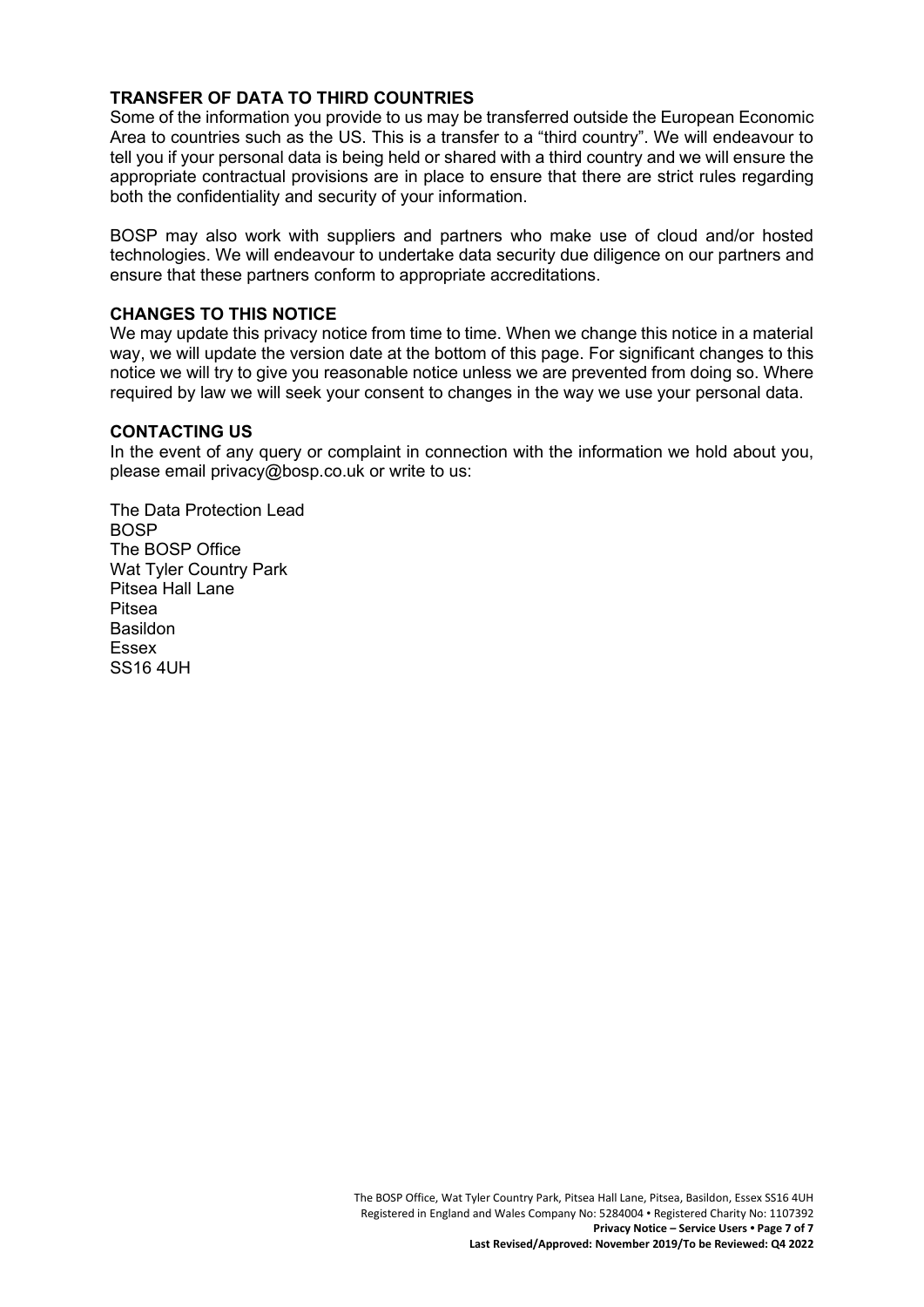## TRANSFER OF DATA TO THIRD COUNTRIES

Some of the information you provide to us may be transferred outside the European Economic Area to countries such as the US. This is a transfer to a "third country". We will endeavour to tell you if your personal data is being held or shared with a third country and we will ensure the appropriate contractual provisions are in place to ensure that there are strict rules regarding both the confidentiality and security of your information.

BOSP may also work with suppliers and partners who make use of cloud and/or hosted technologies. We will endeavour to undertake data security due diligence on our partners and ensure that these partners conform to appropriate accreditations.

## CHANGES TO THIS NOTICE

We may update this privacy notice from time to time. When we change this notice in a material way, we will update the version date at the bottom of this page. For significant changes to this notice we will try to give you reasonable notice unless we are prevented from doing so. Where required by law we will seek your consent to changes in the way we use your personal data.

## CONTACTING US

In the event of any query or complaint in connection with the information we hold about you, please email privacy@bosp.co.uk or write to us:

The Data Protection Lead
BOSP
The BOSP Office
Wat Tyler Country Park
Pitsea Hall Lane
Pitsea
Basildon
Essex
SS16 4UH

The BOSP Office, Wat Tyler Country Park, Pitsea Hall Lane, Pitsea, Basildon, Essex SS16 4UH
Registered in England and Wales Company No: 5284004 • Registered Charity No: 1107392

**Last Revised/Approved: November 2019/To be Reviewed: Q4 2022**